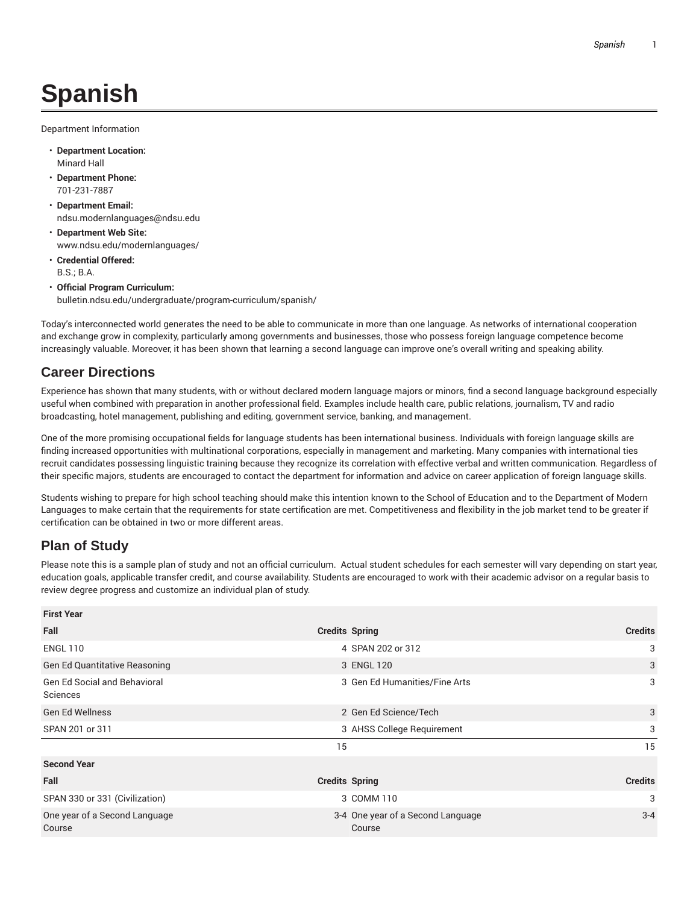# Spanish

Department Information

- **Department Location:**
  Minard Hall
- **Department Phone:**
  701-231-7887
- **Department Email:**
  ndsu.modernlanguages@ndsu.edu
- **Department Web Site:**
  www.ndsu.edu/modernlanguages/
- **Credential Offered:**
  B.S.; B.A.
- **Official Program Curriculum:**
  bulletin.ndsu.edu/undergraduate/program-curriculum/spanish/

Today's interconnected world generates the need to be able to communicate in more than one language. As networks of international cooperation and exchange grow in complexity, particularly among governments and businesses, those who possess foreign language competence become increasingly valuable. Moreover, it has been shown that learning a second language can improve one's overall writing and speaking ability.

## Career Directions

Experience has shown that many students, with or without declared modern language majors or minors, find a second language background especially useful when combined with preparation in another professional field. Examples include health care, public relations, journalism, TV and radio broadcasting, hotel management, publishing and editing, government service, banking, and management.

One of the more promising occupational fields for language students has been international business. Individuals with foreign language skills are finding increased opportunities with multinational corporations, especially in management and marketing. Many companies with international ties recruit candidates possessing linguistic training because they recognize its correlation with effective verbal and written communication. Regardless of their specific majors, students are encouraged to contact the department for information and advice on career application of foreign language skills.

Students wishing to prepare for high school teaching should make this intention known to the School of Education and to the Department of Modern Languages to make certain that the requirements for state certification are met. Competitiveness and flexibility in the job market tend to be greater if certification can be obtained in two or more different areas.

## Plan of Study

Please note this is a sample plan of study and not an official curriculum. Actual student schedules for each semester will vary depending on start year, education goals, applicable transfer credit, and course availability. Students are encouraged to work with their academic advisor on a regular basis to review degree progress and customize an individual plan of study.

| **First Year** | | | |
|---|---|---|---|
| **Fall** | **Credits** | **Spring** | **Credits** |
| ENGL 110 | 4 | SPAN 202 or 312 | 3 |
| Gen Ed Quantitative Reasoning | 3 | ENGL 120 | 3 |
| Gen Ed Social and Behavioral Sciences | 3 | Gen Ed Humanities/Fine Arts | 3 |
| Gen Ed Wellness | 2 | Gen Ed Science/Tech | 3 |
| SPAN 201 or 311 | 3 | AHSS College Requirement | 3 |
| | 15 | | 15 |
| **Second Year** | | | |
| **Fall** | **Credits** | **Spring** | **Credits** |
| SPAN 330 or 331 (Civilization) | 3 | COMM 110 | 3 |
| One year of a Second Language Course | 3-4 | One year of a Second Language Course | 3-4 |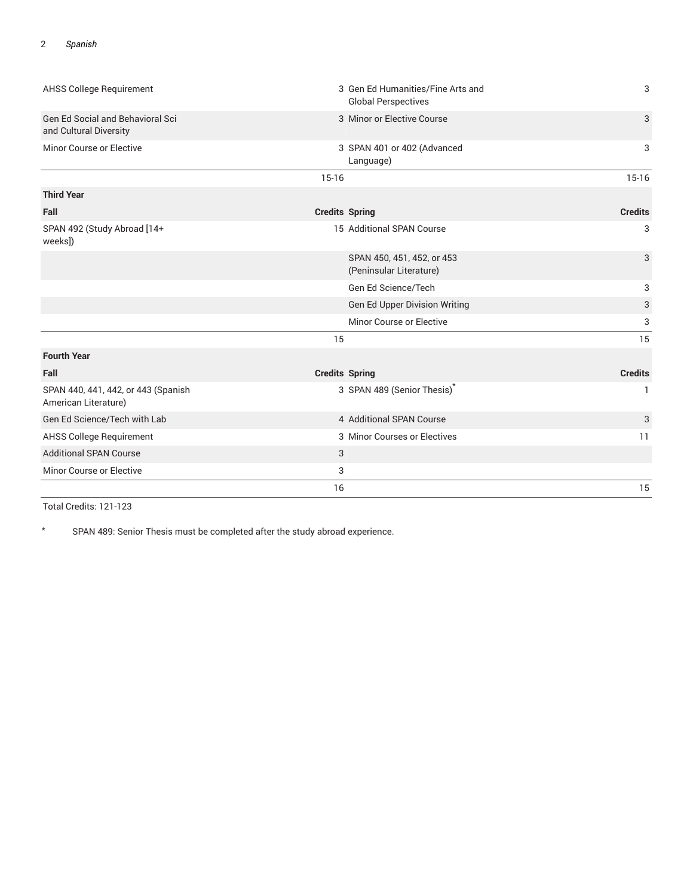| | | | |
|---|---|---|---|
| AHSS College Requirement | 3 | Gen Ed Humanities/Fine Arts and Global Perspectives | 3 |
| Gen Ed Social and Behavioral Sci and Cultural Diversity | 3 | Minor or Elective Course | 3 |
| Minor Course or Elective | 3 | SPAN 401 or 402 (Advanced Language) | 3 |
| | 15-16 | | 15-16 |
| **Third Year** | | | |
| **Fall** | **Credits** | **Spring** | **Credits** |
| SPAN 492 (Study Abroad [14+ weeks]) | 15 | Additional SPAN Course | 3 |
| | | SPAN 450, 451, 452, or 453 (Peninsular Literature) | 3 |
| | | Gen Ed Science/Tech | 3 |
| | | Gen Ed Upper Division Writing | 3 |
| | | Minor Course or Elective | 3 |
| | 15 | | 15 |
| **Fourth Year** | | | |
| **Fall** | **Credits** | **Spring** | **Credits** |
| SPAN 440, 441, 442, or 443 (Spanish American Literature) | 3 | SPAN 489 (Senior Thesis)* | 1 |
| Gen Ed Science/Tech with Lab | 4 | Additional SPAN Course | 3 |
| AHSS College Requirement | 3 | Minor Courses or Electives | 11 |
| Additional SPAN Course | 3 | | |
| Minor Course or Elective | 3 | | |
| | 16 | | 15 |

Total Credits: 121-123

\* SPAN 489: Senior Thesis must be completed after the study abroad experience.